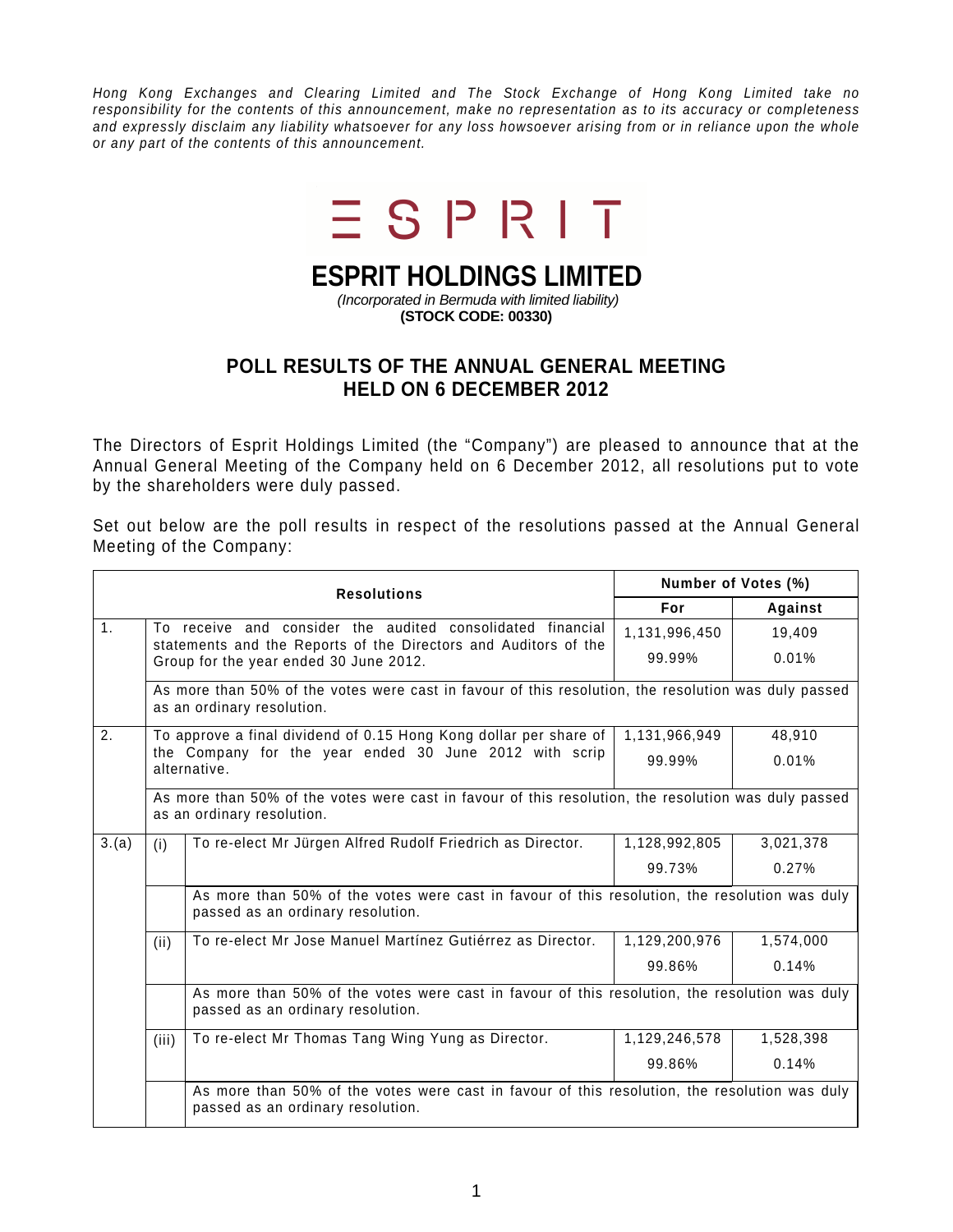*Hong Kong Exchanges and Clearing Limited and The Stock Exchange of Hong Kong Limited take no responsibility for the contents of this announcement, make no representation as to its accuracy or completeness and expressly disclaim any liability whatsoever for any loss howsoever arising from or in reliance upon the whole or any part of the contents of this announcement.*

ESPRIT

# ESPRIT HOLDINGS LIMITED

*(Incorporated in Bermuda with limited liability)*
**(STOCK CODE: 00330)**

## POLL RESULTS OF THE ANNUAL GENERAL MEETING HELD ON 6 DECEMBER 2012

The Directors of Esprit Holdings Limited (the "Company") are pleased to announce that at the Annual General Meeting of the Company held on 6 December 2012, all resolutions put to vote by the shareholders were duly passed.

Set out below are the poll results in respect of the resolutions passed at the Annual General Meeting of the Company:

| Resolutions | | | Number of Votes (%) | |
|---|---|---|---|---|
| | | | **For** | **Against** |
| 1. | To receive and consider the audited consolidated financial statements and the Reports of the Directors and Auditors of the Group for the year ended 30 June 2012. | | 1,131,996,450<br>99.99% | 19,409<br>0.01% |
| | As more than 50% of the votes were cast in favour of this resolution, the resolution was duly passed as an ordinary resolution. | | | |
| 2. | To approve a final dividend of 0.15 Hong Kong dollar per share of the Company for the year ended 30 June 2012 with scrip alternative. | | 1,131,966,949<br>99.99% | 48,910<br>0.01% |
| | As more than 50% of the votes were cast in favour of this resolution, the resolution was duly passed as an ordinary resolution. | | | |
| 3.(a) | (i) | To re-elect Mr Jürgen Alfred Rudolf Friedrich as Director. | 1,128,992,805<br>99.73% | 3,021,378<br>0.27% |
| | | As more than 50% of the votes were cast in favour of this resolution, the resolution was duly passed as an ordinary resolution. | | |
| | (ii) | To re-elect Mr Jose Manuel Martínez Gutiérrez as Director. | 1,129,200,976<br>99.86% | 1,574,000<br>0.14% |
| | | As more than 50% of the votes were cast in favour of this resolution, the resolution was duly passed as an ordinary resolution. | | |
| | (iii) | To re-elect Mr Thomas Tang Wing Yung as Director. | 1,129,246,578<br>99.86% | 1,528,398<br>0.14% |
| | | As more than 50% of the votes were cast in favour of this resolution, the resolution was duly passed as an ordinary resolution. | | |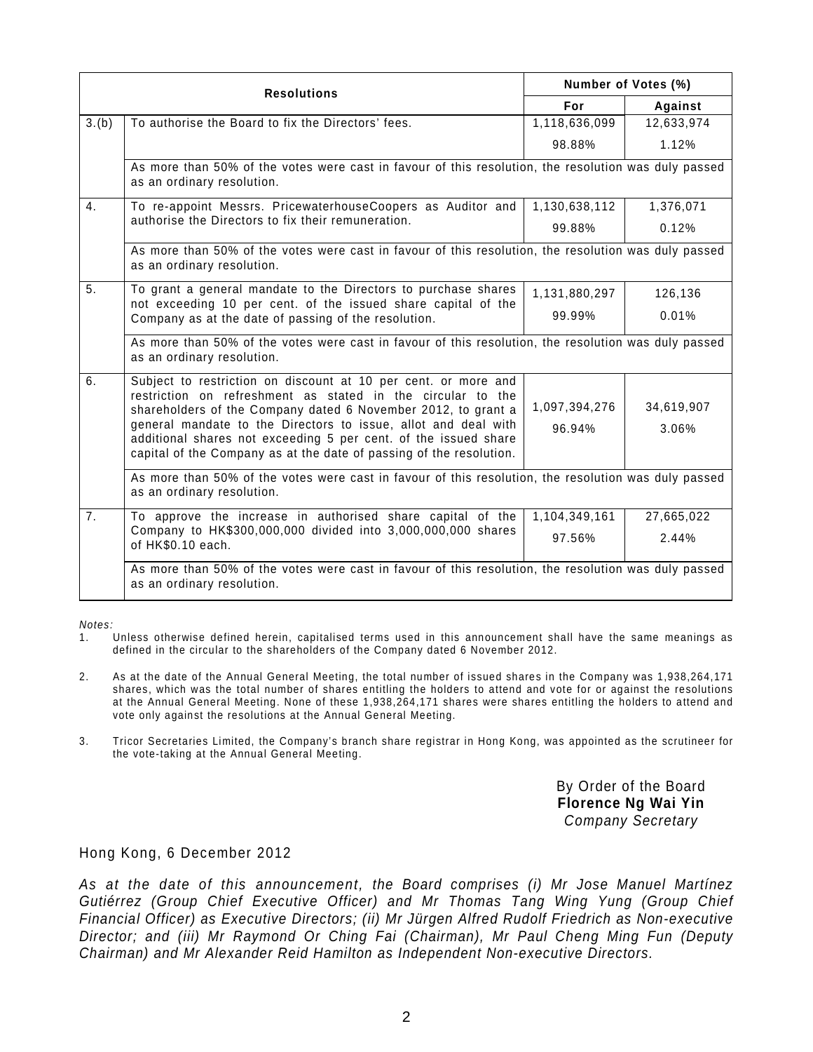| Resolutions | | Number of Votes (%) | |
|---|---|---|---|
| | | For | Against |
| 3.(b) | To authorise the Board to fix the Directors' fees. | 1,118,636,099<br>98.88% | 12,633,974<br>1.12% |
| | As more than 50% of the votes were cast in favour of this resolution, the resolution was duly passed as an ordinary resolution. | | |
| 4. | To re-appoint Messrs. PricewaterhouseCoopers as Auditor and authorise the Directors to fix their remuneration. | 1,130,638,112<br>99.88% | 1,376,071<br>0.12% |
| | As more than 50% of the votes were cast in favour of this resolution, the resolution was duly passed as an ordinary resolution. | | |
| 5. | To grant a general mandate to the Directors to purchase shares not exceeding 10 per cent. of the issued share capital of the Company as at the date of passing of the resolution. | 1,131,880,297<br>99.99% | 126,136<br>0.01% |
| | As more than 50% of the votes were cast in favour of this resolution, the resolution was duly passed as an ordinary resolution. | | |
| 6. | Subject to restriction on discount at 10 per cent. or more and restriction on refreshment as stated in the circular to the shareholders of the Company dated 6 November 2012, to grant a general mandate to the Directors to issue, allot and deal with additional shares not exceeding 5 per cent. of the issued share capital of the Company as at the date of passing of the resolution. | 1,097,394,276<br>96.94% | 34,619,907<br>3.06% |
| | As more than 50% of the votes were cast in favour of this resolution, the resolution was duly passed as an ordinary resolution. | | |
| 7. | To approve the increase in authorised share capital of the Company to HK$300,000,000 divided into 3,000,000,000 shares of HK$0.10 each. | 1,104,349,161<br>97.56% | 27,665,022<br>2.44% |
| | As more than 50% of the votes were cast in favour of this resolution, the resolution was duly passed as an ordinary resolution. | | |

*Notes:*

1. Unless otherwise defined herein, capitalised terms used in this announcement shall have the same meanings as defined in the circular to the shareholders of the Company dated 6 November 2012.

2. As at the date of the Annual General Meeting, the total number of issued shares in the Company was 1,938,264,171 shares, which was the total number of shares entitling the holders to attend and vote for or against the resolutions at the Annual General Meeting. None of these 1,938,264,171 shares were shares entitling the holders to attend and vote only against the resolutions at the Annual General Meeting.

3. Tricor Secretaries Limited, the Company's branch share registrar in Hong Kong, was appointed as the scrutineer for the vote-taking at the Annual General Meeting.

By Order of the Board
**Florence Ng Wai Yin**
*Company Secretary*

Hong Kong, 6 December 2012

*As at the date of this announcement, the Board comprises (i) Mr Jose Manuel Martínez Gutiérrez (Group Chief Executive Officer) and Mr Thomas Tang Wing Yung (Group Chief Financial Officer) as Executive Directors; (ii) Mr Jürgen Alfred Rudolf Friedrich as Non-executive Director; and (iii) Mr Raymond Or Ching Fai (Chairman), Mr Paul Cheng Ming Fun (Deputy Chairman) and Mr Alexander Reid Hamilton as Independent Non-executive Directors.*